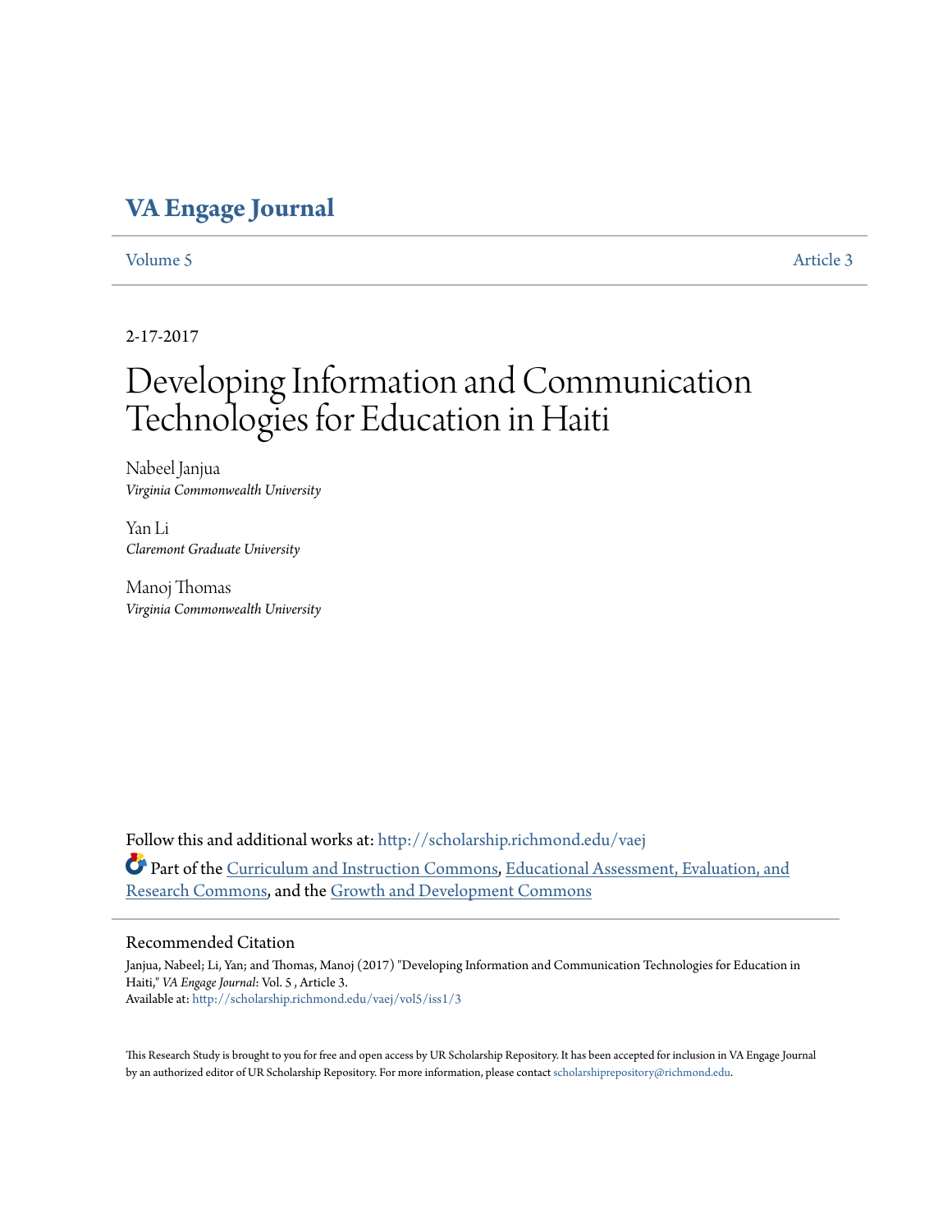# VA Engage Journal

Volume 5 Article 3

2-17-2017

# Developing Information and Communication Technologies for Education in Haiti

Nabeel Janjua
*Virginia Commonwealth University*

Yan Li
*Claremont Graduate University*

Manoj Thomas
*Virginia Commonwealth University*

Follow this and additional works at: http://scholarship.richmond.edu/vaej

Part of the Curriculum and Instruction Commons, Educational Assessment, Evaluation, and Research Commons, and the Growth and Development Commons

## Recommended Citation

Janjua, Nabeel; Li, Yan; and Thomas, Manoj (2017) "Developing Information and Communication Technologies for Education in Haiti," *VA Engage Journal*: Vol. 5 , Article 3.
Available at: http://scholarship.richmond.edu/vaej/vol5/iss1/3

This Research Study is brought to you for free and open access by UR Scholarship Repository. It has been accepted for inclusion in VA Engage Journal by an authorized editor of UR Scholarship Repository. For more information, please contact scholarshiprepository@richmond.edu.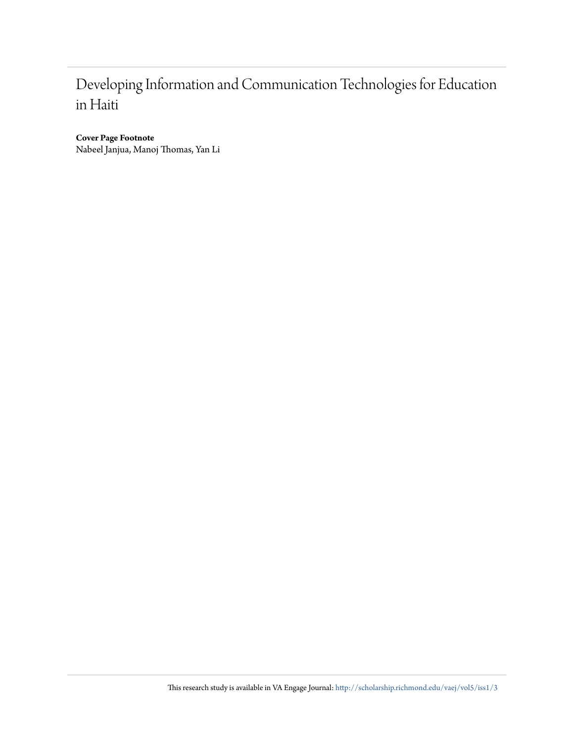# Developing Information and Communication Technologies for Education in Haiti

**Cover Page Footnote**
Nabeel Janjua, Manoj Thomas, Yan Li

This research study is available in VA Engage Journal: http://scholarship.richmond.edu/vaej/vol5/iss1/3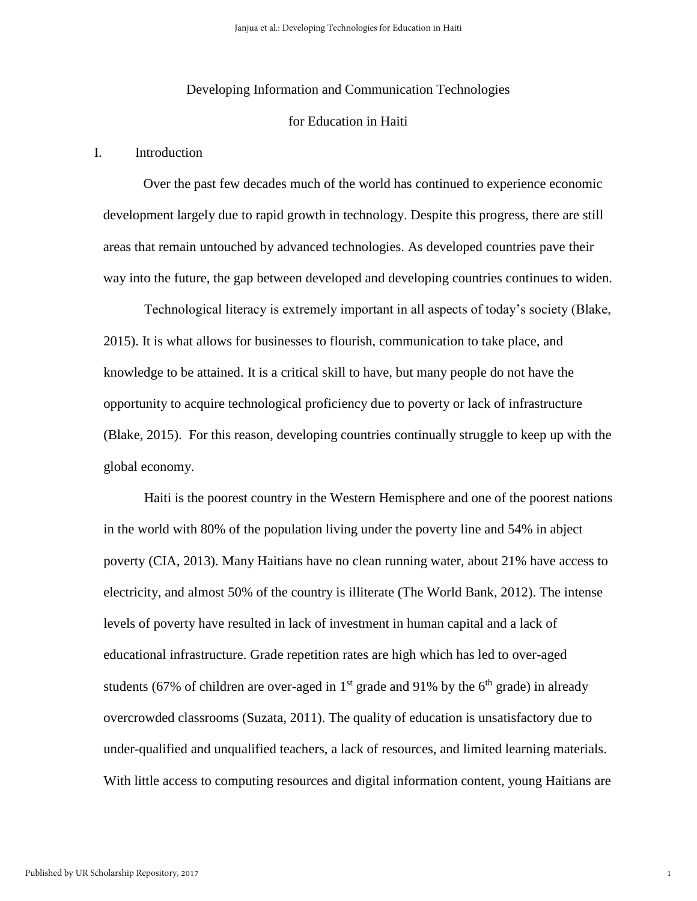# Developing Information and Communication Technologies for Education in Haiti

## I. Introduction

Over the past few decades much of the world has continued to experience economic development largely due to rapid growth in technology. Despite this progress, there are still areas that remain untouched by advanced technologies. As developed countries pave their way into the future, the gap between developed and developing countries continues to widen.

Technological literacy is extremely important in all aspects of today's society (Blake, 2015). It is what allows for businesses to flourish, communication to take place, and knowledge to be attained. It is a critical skill to have, but many people do not have the opportunity to acquire technological proficiency due to poverty or lack of infrastructure (Blake, 2015). For this reason, developing countries continually struggle to keep up with the global economy.

Haiti is the poorest country in the Western Hemisphere and one of the poorest nations in the world with 80% of the population living under the poverty line and 54% in abject poverty (CIA, 2013). Many Haitians have no clean running water, about 21% have access to electricity, and almost 50% of the country is illiterate (The World Bank, 2012). The intense levels of poverty have resulted in lack of investment in human capital and a lack of educational infrastructure. Grade repetition rates are high which has led to over-aged students (67% of children are over-aged in 1st grade and 91% by the 6th grade) in already overcrowded classrooms (Suzata, 2011). The quality of education is unsatisfactory due to under-qualified and unqualified teachers, a lack of resources, and limited learning materials. With little access to computing resources and digital information content, young Haitians are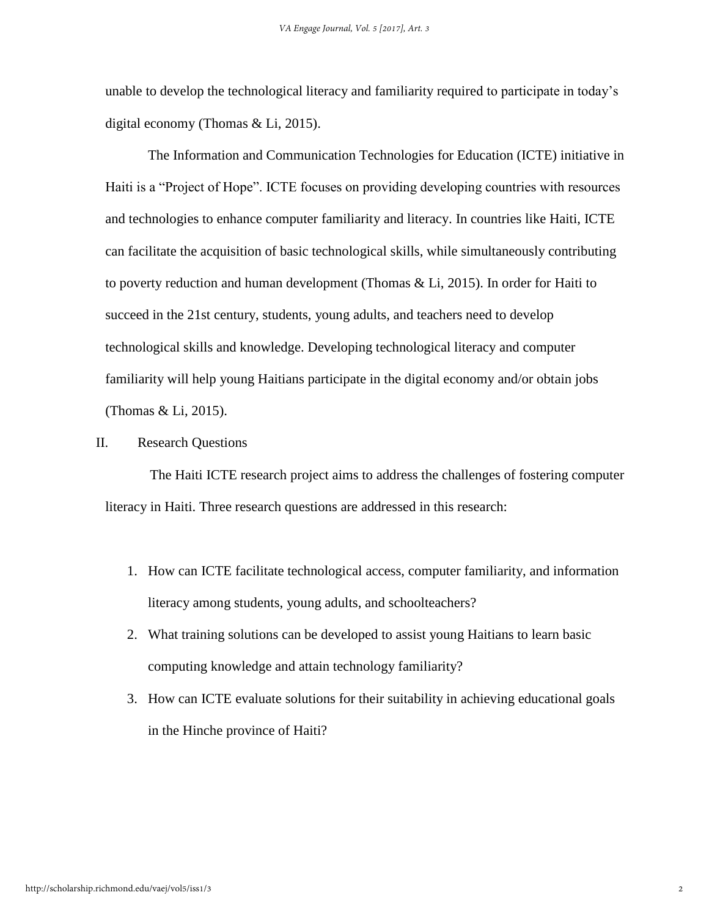unable to develop the technological literacy and familiarity required to participate in today's digital economy (Thomas & Li, 2015).

The Information and Communication Technologies for Education (ICTE) initiative in Haiti is a "Project of Hope". ICTE focuses on providing developing countries with resources and technologies to enhance computer familiarity and literacy. In countries like Haiti, ICTE can facilitate the acquisition of basic technological skills, while simultaneously contributing to poverty reduction and human development (Thomas & Li, 2015). In order for Haiti to succeed in the 21st century, students, young adults, and teachers need to develop technological skills and knowledge. Developing technological literacy and computer familiarity will help young Haitians participate in the digital economy and/or obtain jobs (Thomas & Li, 2015).

## II. Research Questions

The Haiti ICTE research project aims to address the challenges of fostering computer literacy in Haiti. Three research questions are addressed in this research:

1. How can ICTE facilitate technological access, computer familiarity, and information literacy among students, young adults, and schoolteachers?
2. What training solutions can be developed to assist young Haitians to learn basic computing knowledge and attain technology familiarity?
3. How can ICTE evaluate solutions for their suitability in achieving educational goals in the Hinche province of Haiti?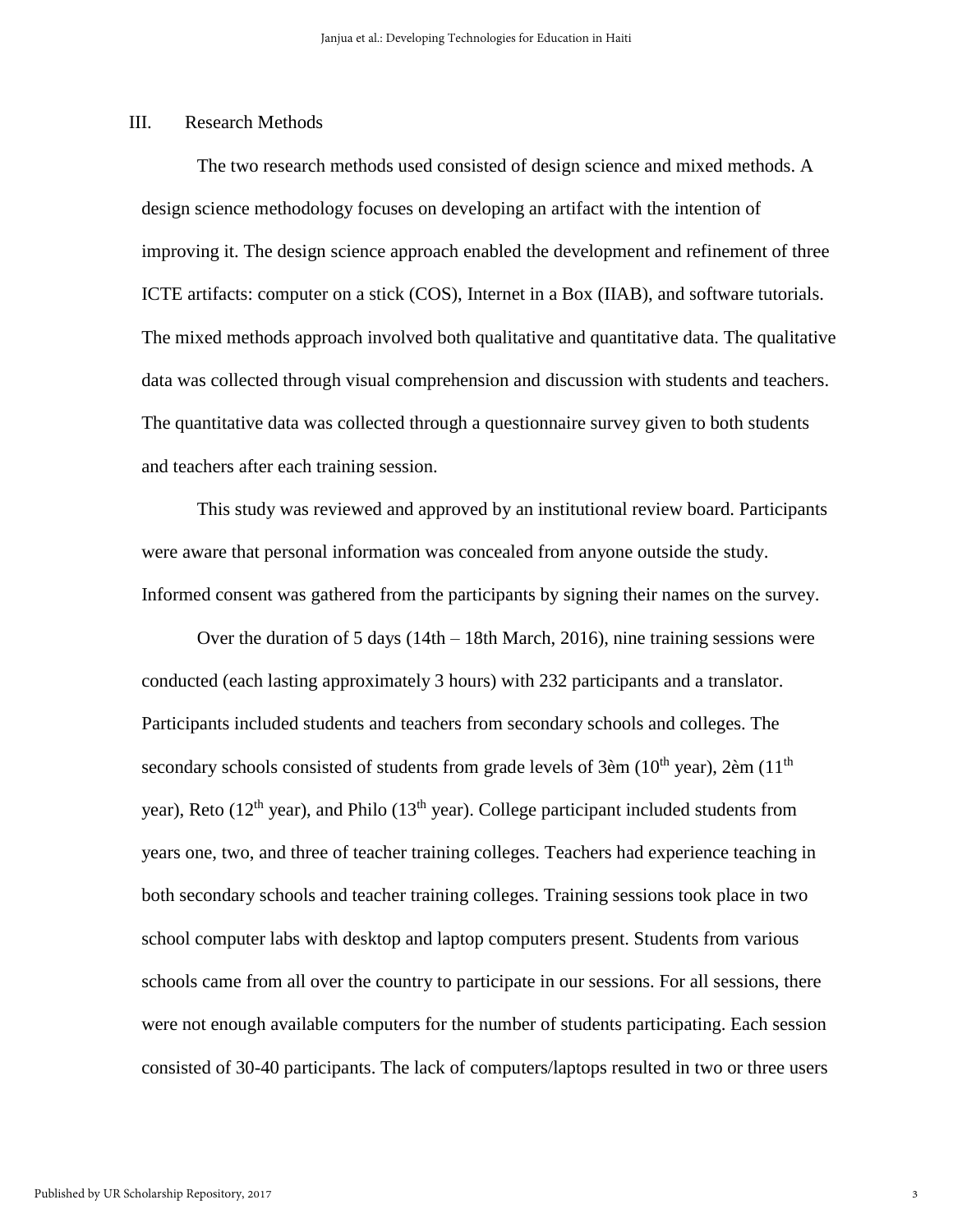## III. Research Methods

The two research methods used consisted of design science and mixed methods. A design science methodology focuses on developing an artifact with the intention of improving it. The design science approach enabled the development and refinement of three ICTE artifacts: computer on a stick (COS), Internet in a Box (IIAB), and software tutorials. The mixed methods approach involved both qualitative and quantitative data. The qualitative data was collected through visual comprehension and discussion with students and teachers. The quantitative data was collected through a questionnaire survey given to both students and teachers after each training session.

This study was reviewed and approved by an institutional review board. Participants were aware that personal information was concealed from anyone outside the study. Informed consent was gathered from the participants by signing their names on the survey.

Over the duration of 5 days (14th – 18th March, 2016), nine training sessions were conducted (each lasting approximately 3 hours) with 232 participants and a translator. Participants included students and teachers from secondary schools and colleges. The secondary schools consisted of students from grade levels of 3èm (10th year), 2èm (11th year), Reto (12th year), and Philo (13th year). College participant included students from years one, two, and three of teacher training colleges. Teachers had experience teaching in both secondary schools and teacher training colleges. Training sessions took place in two school computer labs with desktop and laptop computers present. Students from various schools came from all over the country to participate in our sessions. For all sessions, there were not enough available computers for the number of students participating. Each session consisted of 30-40 participants. The lack of computers/laptops resulted in two or three users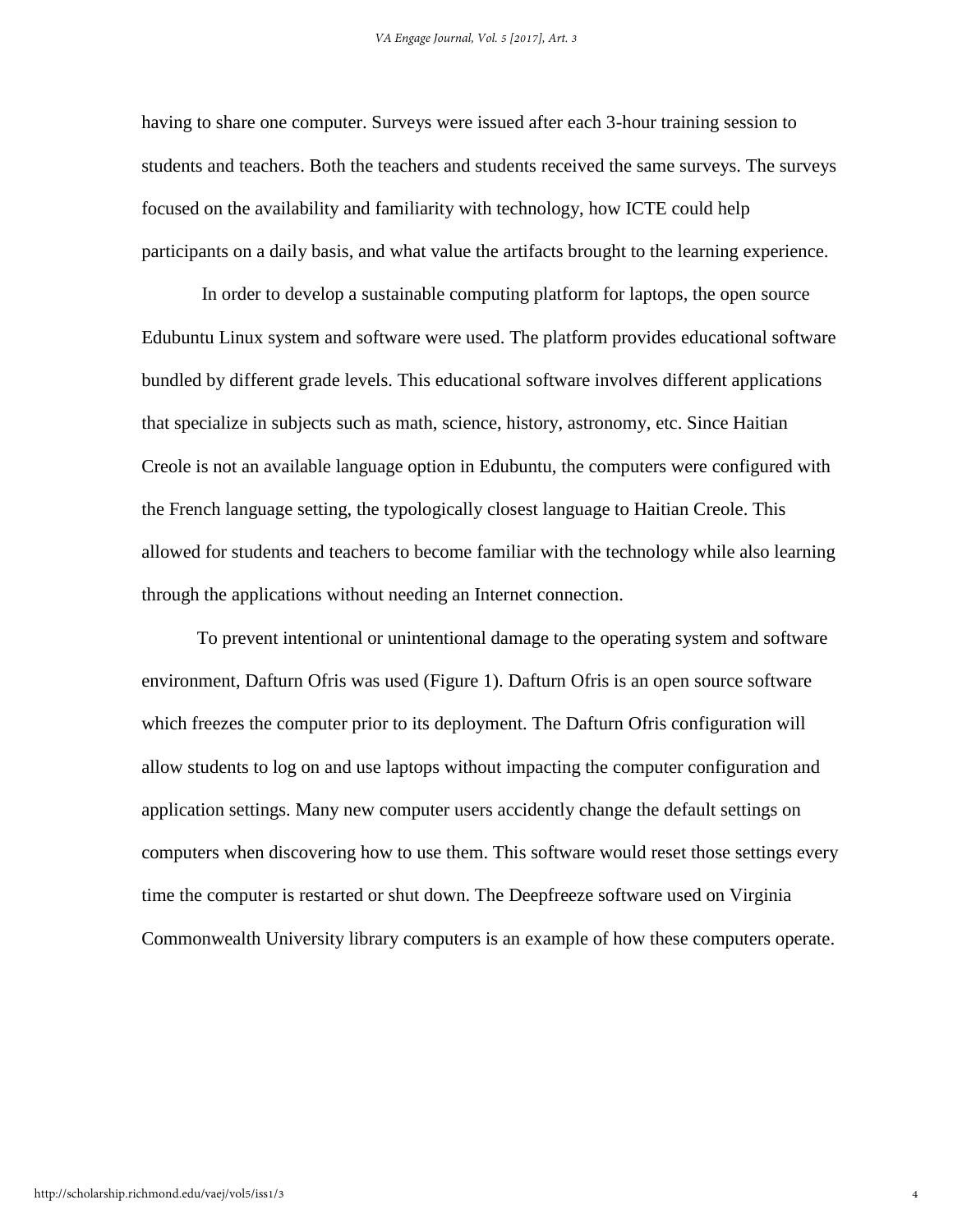having to share one computer. Surveys were issued after each 3-hour training session to students and teachers. Both the teachers and students received the same surveys. The surveys focused on the availability and familiarity with technology, how ICTE could help participants on a daily basis, and what value the artifacts brought to the learning experience.

In order to develop a sustainable computing platform for laptops, the open source Edubuntu Linux system and software were used. The platform provides educational software bundled by different grade levels. This educational software involves different applications that specialize in subjects such as math, science, history, astronomy, etc. Since Haitian Creole is not an available language option in Edubuntu, the computers were configured with the French language setting, the typologically closest language to Haitian Creole. This allowed for students and teachers to become familiar with the technology while also learning through the applications without needing an Internet connection.

To prevent intentional or unintentional damage to the operating system and software environment, Dafturn Ofris was used (Figure 1). Dafturn Ofris is an open source software which freezes the computer prior to its deployment. The Dafturn Ofris configuration will allow students to log on and use laptops without impacting the computer configuration and application settings. Many new computer users accidently change the default settings on computers when discovering how to use them. This software would reset those settings every time the computer is restarted or shut down. The Deepfreeze software used on Virginia Commonwealth University library computers is an example of how these computers operate.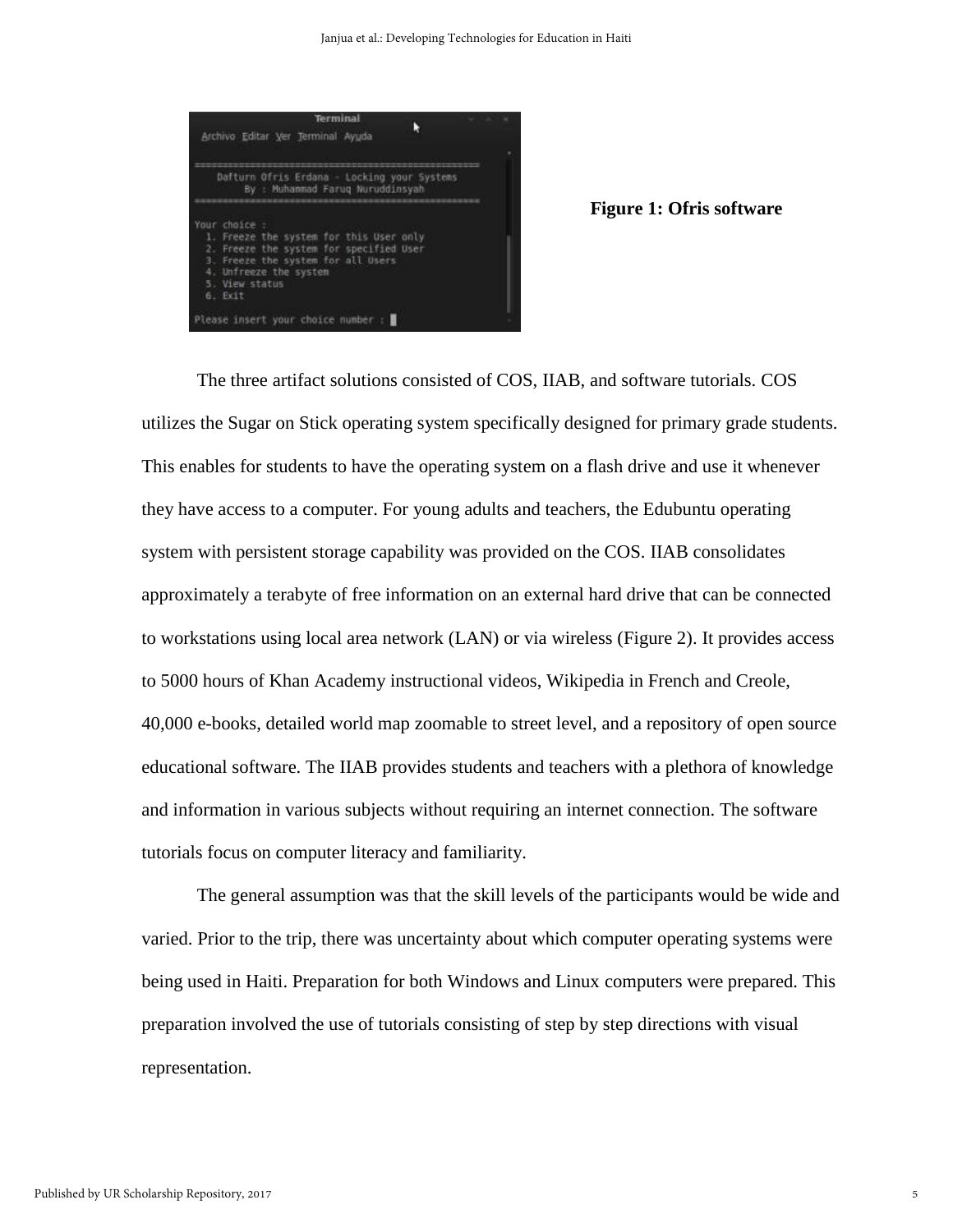**Figure 1: Ofris software**

The three artifact solutions consisted of COS, IIAB, and software tutorials. COS utilizes the Sugar on Stick operating system specifically designed for primary grade students. This enables for students to have the operating system on a flash drive and use it whenever they have access to a computer. For young adults and teachers, the Edubuntu operating system with persistent storage capability was provided on the COS. IIAB consolidates approximately a terabyte of free information on an external hard drive that can be connected to workstations using local area network (LAN) or via wireless (Figure 2). It provides access to 5000 hours of Khan Academy instructional videos, Wikipedia in French and Creole, 40,000 e-books, detailed world map zoomable to street level, and a repository of open source educational software. The IIAB provides students and teachers with a plethora of knowledge and information in various subjects without requiring an internet connection. The software tutorials focus on computer literacy and familiarity.

The general assumption was that the skill levels of the participants would be wide and varied. Prior to the trip, there was uncertainty about which computer operating systems were being used in Haiti. Preparation for both Windows and Linux computers were prepared. This preparation involved the use of tutorials consisting of step by step directions with visual representation.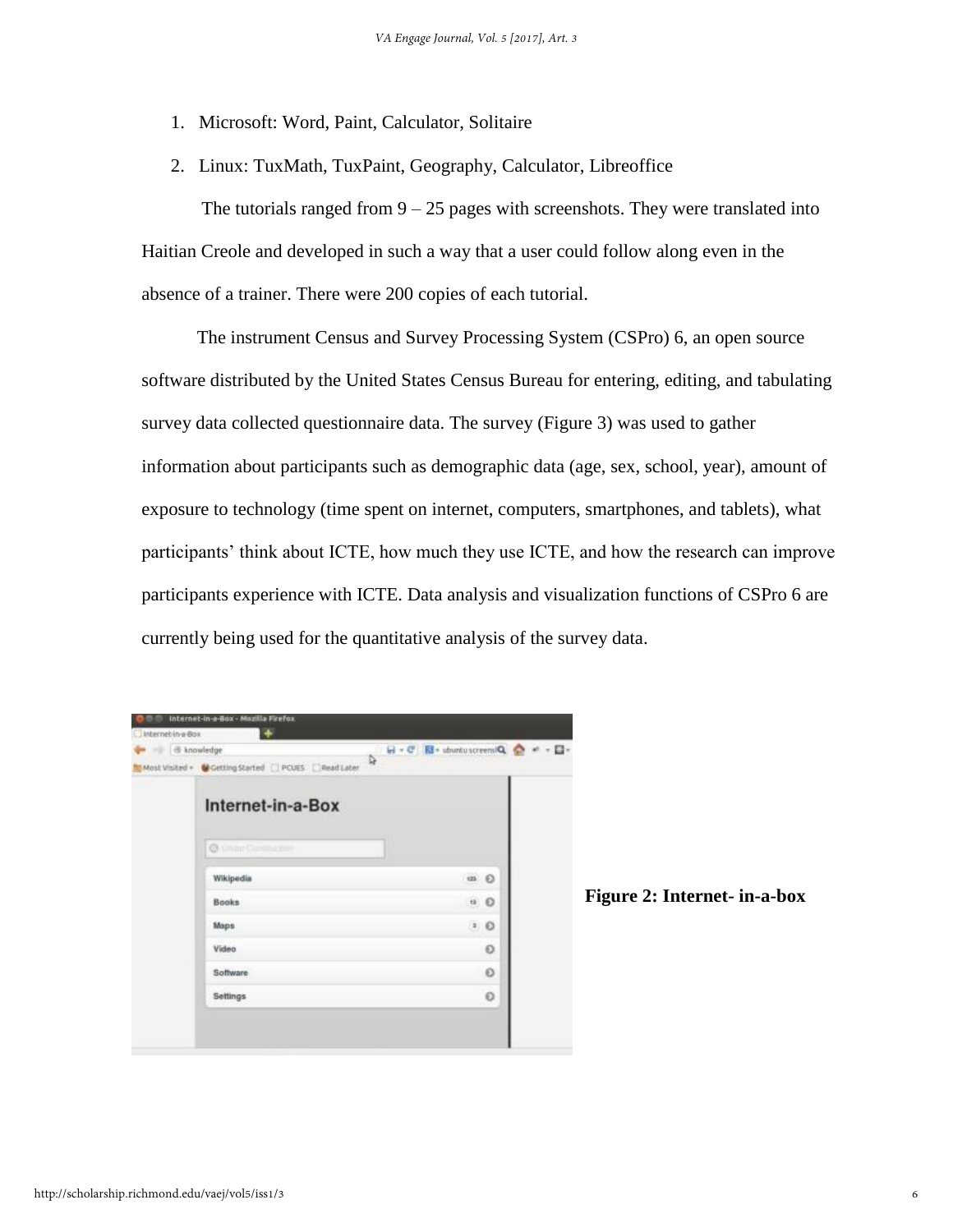1. Microsoft: Word, Paint, Calculator, Solitaire
2. Linux: TuxMath, TuxPaint, Geography, Calculator, Libreoffice

The tutorials ranged from 9 – 25 pages with screenshots. They were translated into Haitian Creole and developed in such a way that a user could follow along even in the absence of a trainer. There were 200 copies of each tutorial.

The instrument Census and Survey Processing System (CSPro) 6, an open source software distributed by the United States Census Bureau for entering, editing, and tabulating survey data collected questionnaire data. The survey (Figure 3) was used to gather information about participants such as demographic data (age, sex, school, year), amount of exposure to technology (time spent on internet, computers, smartphones, and tablets), what participants' think about ICTE, how much they use ICTE, and how the research can improve participants experience with ICTE. Data analysis and visualization functions of CSPro 6 are currently being used for the quantitative analysis of the survey data.

**Figure 2: Internet- in-a-box**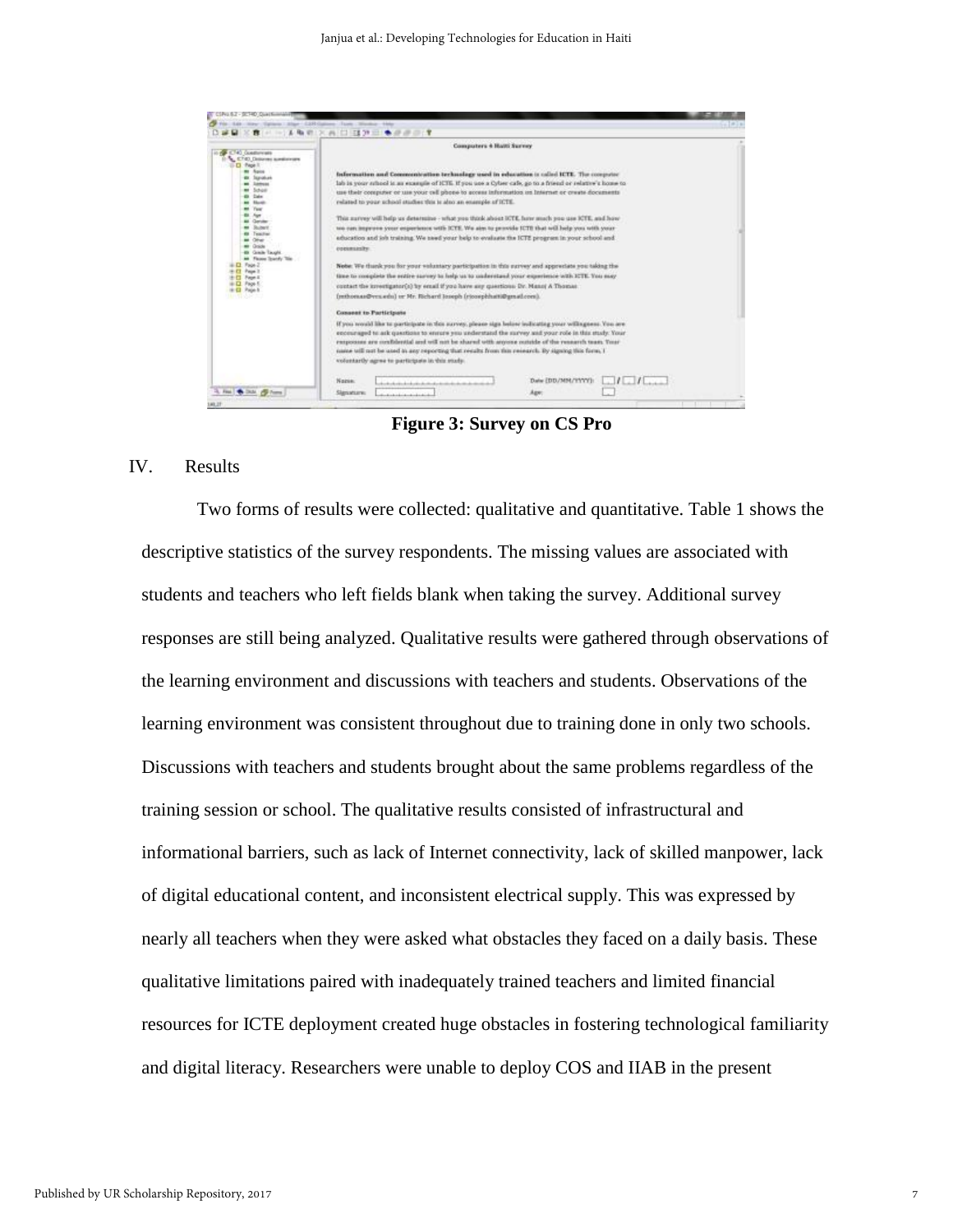Figure 3: Survey on CS Pro

## IV. Results

Two forms of results were collected: qualitative and quantitative. Table 1 shows the descriptive statistics of the survey respondents. The missing values are associated with students and teachers who left fields blank when taking the survey. Additional survey responses are still being analyzed. Qualitative results were gathered through observations of the learning environment and discussions with teachers and students. Observations of the learning environment was consistent throughout due to training done in only two schools. Discussions with teachers and students brought about the same problems regardless of the training session or school. The qualitative results consisted of infrastructural and informational barriers, such as lack of Internet connectivity, lack of skilled manpower, lack of digital educational content, and inconsistent electrical supply. This was expressed by nearly all teachers when they were asked what obstacles they faced on a daily basis. These qualitative limitations paired with inadequately trained teachers and limited financial resources for ICTE deployment created huge obstacles in fostering technological familiarity and digital literacy. Researchers were unable to deploy COS and IIAB in the present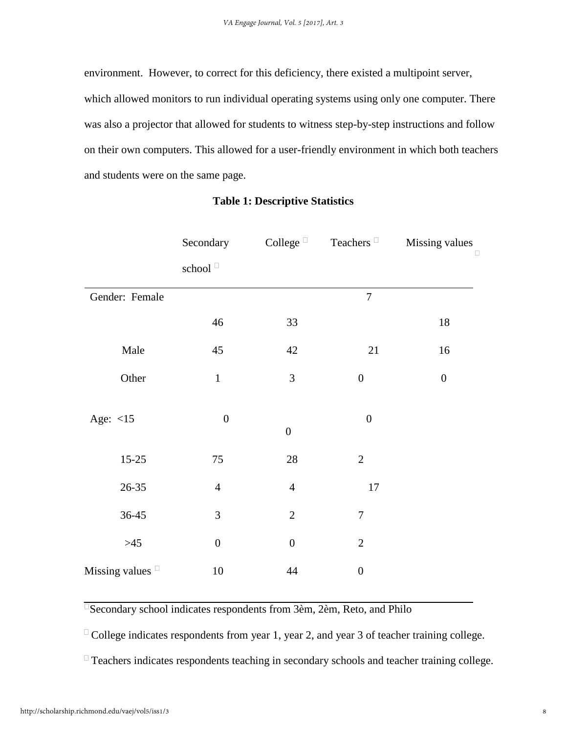environment. However, to correct for this deficiency, there existed a multipoint server, which allowed monitors to run individual operating systems using only one computer. There was also a projector that allowed for students to witness step-by-step instructions and follow on their own computers. This allowed for a user-friendly environment in which both teachers and students were on the same page.

**Table 1: Descriptive Statistics**

| | Secondary school □ | College □ | Teachers □ | Missing values □ |
|---|---|---|---|---|
| Gender: Female | 46 | 33 | 7 | 18 |
| Male | 45 | 42 | 21 | 16 |
| Other | 1 | 3 | 0 | 0 |
| Age: <15 | 0 | 0 | 0 | |
| 15-25 | 75 | 28 | 2 | |
| 26-35 | 4 | 4 | 17 | |
| 36-45 | 3 | 2 | 7 | |
| >45 | 0 | 0 | 2 | |
| Missing values □ | 10 | 44 | 0 | |

□Secondary school indicates respondents from 3èm, 2èm, Reto, and Philo

□ College indicates respondents from year 1, year 2, and year 3 of teacher training college.

□ Teachers indicates respondents teaching in secondary schools and teacher training college.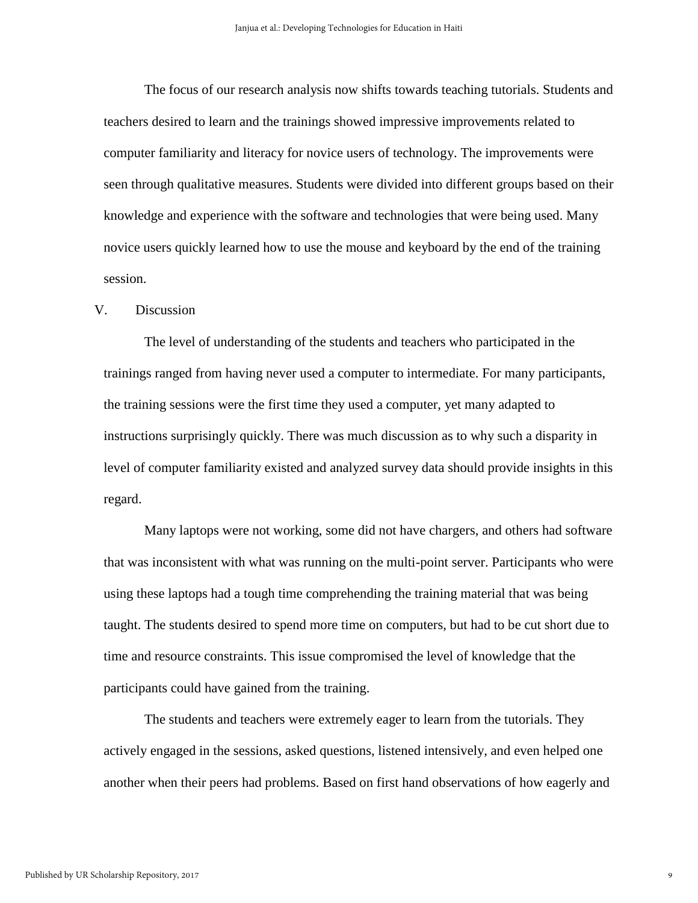The focus of our research analysis now shifts towards teaching tutorials. Students and teachers desired to learn and the trainings showed impressive improvements related to computer familiarity and literacy for novice users of technology. The improvements were seen through qualitative measures. Students were divided into different groups based on their knowledge and experience with the software and technologies that were being used. Many novice users quickly learned how to use the mouse and keyboard by the end of the training session.

## V. Discussion

The level of understanding of the students and teachers who participated in the trainings ranged from having never used a computer to intermediate. For many participants, the training sessions were the first time they used a computer, yet many adapted to instructions surprisingly quickly. There was much discussion as to why such a disparity in level of computer familiarity existed and analyzed survey data should provide insights in this regard.

Many laptops were not working, some did not have chargers, and others had software that was inconsistent with what was running on the multi-point server. Participants who were using these laptops had a tough time comprehending the training material that was being taught. The students desired to spend more time on computers, but had to be cut short due to time and resource constraints. This issue compromised the level of knowledge that the participants could have gained from the training.

The students and teachers were extremely eager to learn from the tutorials. They actively engaged in the sessions, asked questions, listened intensively, and even helped one another when their peers had problems. Based on first hand observations of how eagerly and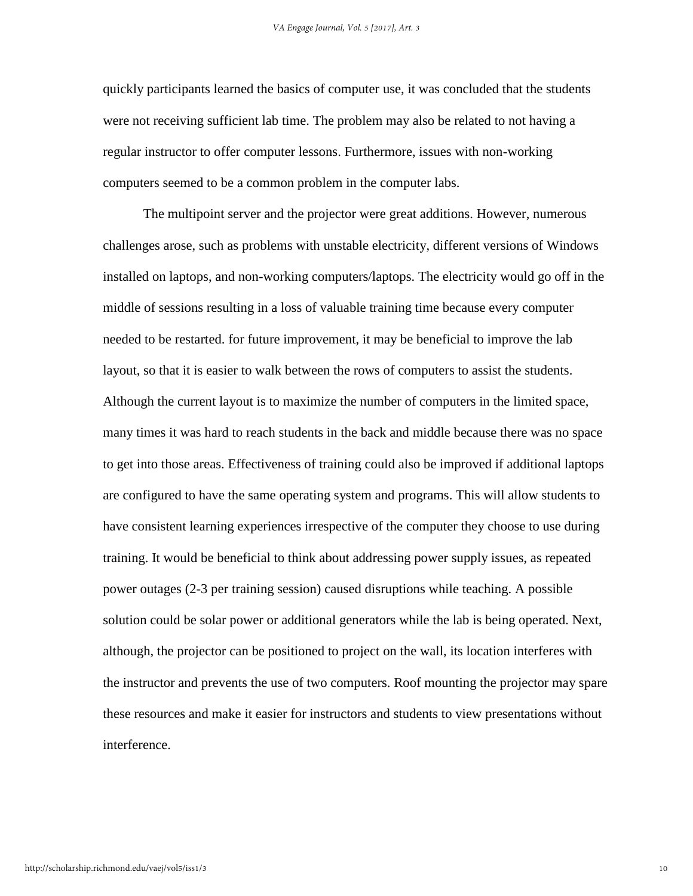quickly participants learned the basics of computer use, it was concluded that the students were not receiving sufficient lab time. The problem may also be related to not having a regular instructor to offer computer lessons. Furthermore, issues with non-working computers seemed to be a common problem in the computer labs.

The multipoint server and the projector were great additions. However, numerous challenges arose, such as problems with unstable electricity, different versions of Windows installed on laptops, and non-working computers/laptops. The electricity would go off in the middle of sessions resulting in a loss of valuable training time because every computer needed to be restarted. for future improvement, it may be beneficial to improve the lab layout, so that it is easier to walk between the rows of computers to assist the students. Although the current layout is to maximize the number of computers in the limited space, many times it was hard to reach students in the back and middle because there was no space to get into those areas. Effectiveness of training could also be improved if additional laptops are configured to have the same operating system and programs. This will allow students to have consistent learning experiences irrespective of the computer they choose to use during training. It would be beneficial to think about addressing power supply issues, as repeated power outages (2-3 per training session) caused disruptions while teaching. A possible solution could be solar power or additional generators while the lab is being operated. Next, although, the projector can be positioned to project on the wall, its location interferes with the instructor and prevents the use of two computers. Roof mounting the projector may spare these resources and make it easier for instructors and students to view presentations without interference.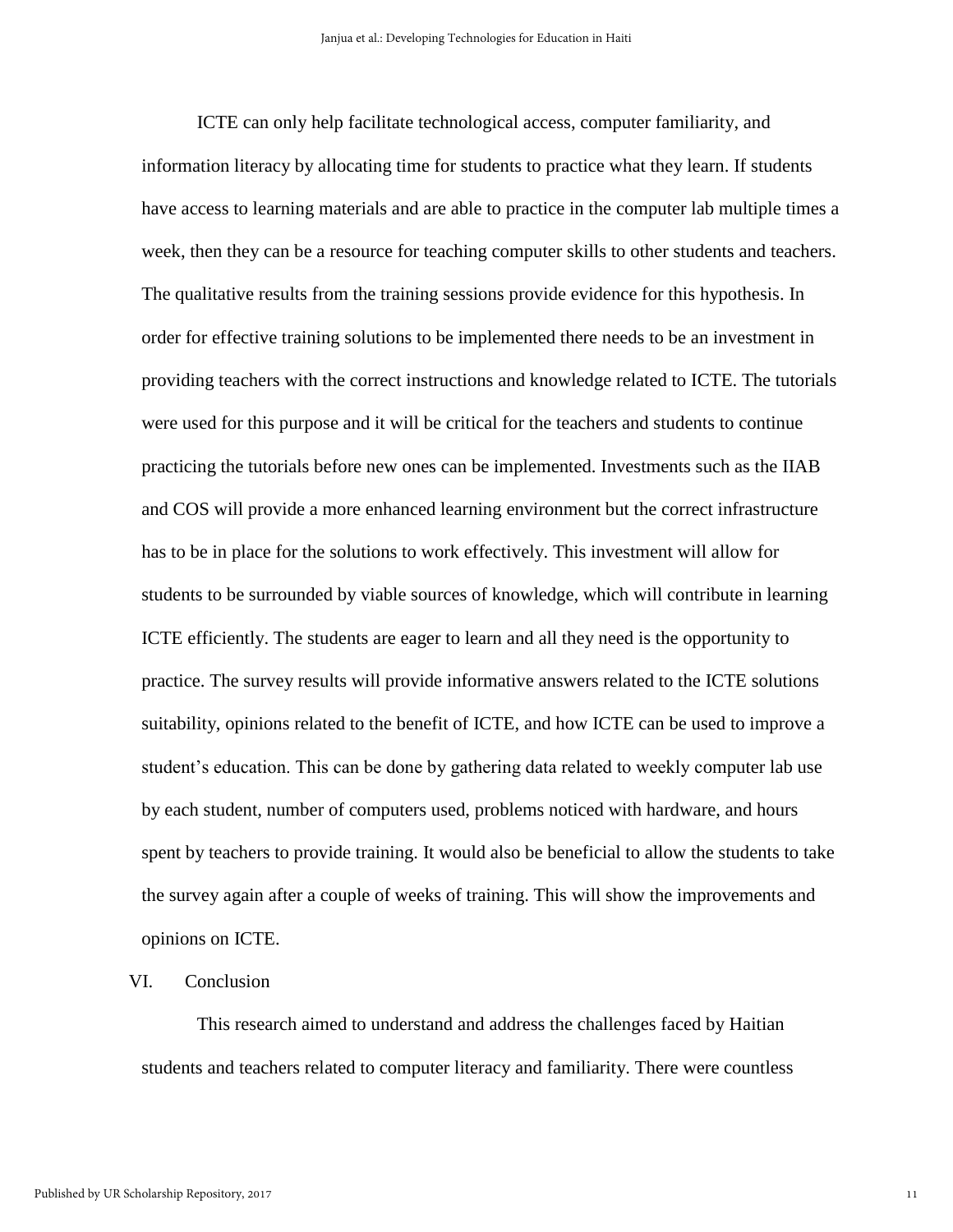ICTE can only help facilitate technological access, computer familiarity, and information literacy by allocating time for students to practice what they learn. If students have access to learning materials and are able to practice in the computer lab multiple times a week, then they can be a resource for teaching computer skills to other students and teachers. The qualitative results from the training sessions provide evidence for this hypothesis. In order for effective training solutions to be implemented there needs to be an investment in providing teachers with the correct instructions and knowledge related to ICTE. The tutorials were used for this purpose and it will be critical for the teachers and students to continue practicing the tutorials before new ones can be implemented. Investments such as the IIAB and COS will provide a more enhanced learning environment but the correct infrastructure has to be in place for the solutions to work effectively. This investment will allow for students to be surrounded by viable sources of knowledge, which will contribute in learning ICTE efficiently. The students are eager to learn and all they need is the opportunity to practice. The survey results will provide informative answers related to the ICTE solutions suitability, opinions related to the benefit of ICTE, and how ICTE can be used to improve a student's education. This can be done by gathering data related to weekly computer lab use by each student, number of computers used, problems noticed with hardware, and hours spent by teachers to provide training. It would also be beneficial to allow the students to take the survey again after a couple of weeks of training. This will show the improvements and opinions on ICTE.

## VI. Conclusion

This research aimed to understand and address the challenges faced by Haitian students and teachers related to computer literacy and familiarity. There were countless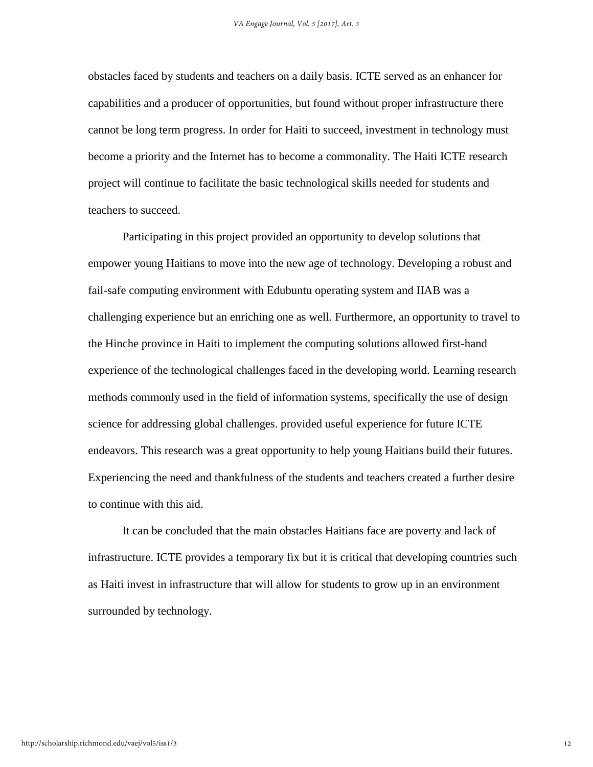obstacles faced by students and teachers on a daily basis. ICTE served as an enhancer for capabilities and a producer of opportunities, but found without proper infrastructure there cannot be long term progress. In order for Haiti to succeed, investment in technology must become a priority and the Internet has to become a commonality. The Haiti ICTE research project will continue to facilitate the basic technological skills needed for students and teachers to succeed.

Participating in this project provided an opportunity to develop solutions that empower young Haitians to move into the new age of technology. Developing a robust and fail-safe computing environment with Edubuntu operating system and IIAB was a challenging experience but an enriching one as well. Furthermore, an opportunity to travel to the Hinche province in Haiti to implement the computing solutions allowed first-hand experience of the technological challenges faced in the developing world. Learning research methods commonly used in the field of information systems, specifically the use of design science for addressing global challenges. provided useful experience for future ICTE endeavors. This research was a great opportunity to help young Haitians build their futures. Experiencing the need and thankfulness of the students and teachers created a further desire to continue with this aid.

It can be concluded that the main obstacles Haitians face are poverty and lack of infrastructure. ICTE provides a temporary fix but it is critical that developing countries such as Haiti invest in infrastructure that will allow for students to grow up in an environment surrounded by technology.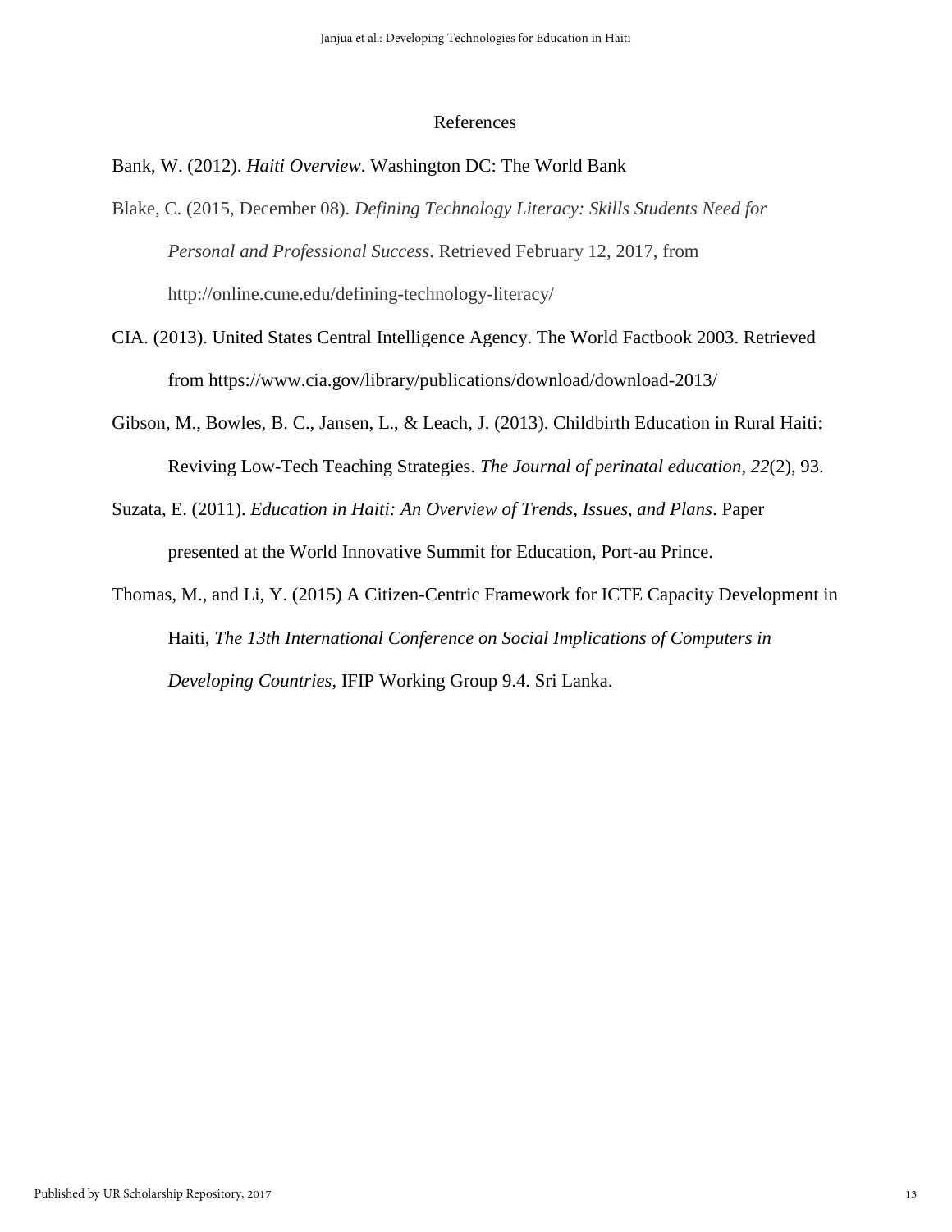# References

Bank, W. (2012). *Haiti Overview*. Washington DC: The World Bank

Blake, C. (2015, December 08). *Defining Technology Literacy: Skills Students Need for Personal and Professional Success*. Retrieved February 12, 2017, from http://online.cune.edu/defining-technology-literacy/

CIA. (2013). United States Central Intelligence Agency. The World Factbook 2003. Retrieved from https://www.cia.gov/library/publications/download/download-2013/

Gibson, M., Bowles, B. C., Jansen, L., & Leach, J. (2013). Childbirth Education in Rural Haiti: Reviving Low-Tech Teaching Strategies. *The Journal of perinatal education*, *22*(2), 93.

Suzata, E. (2011). *Education in Haiti: An Overview of Trends, Issues, and Plans*. Paper presented at the World Innovative Summit for Education, Port-au Prince.

Thomas, M., and Li, Y. (2015) A Citizen-Centric Framework for ICTE Capacity Development in Haiti, *The 13th International Conference on Social Implications of Computers in Developing Countries*, IFIP Working Group 9.4. Sri Lanka.